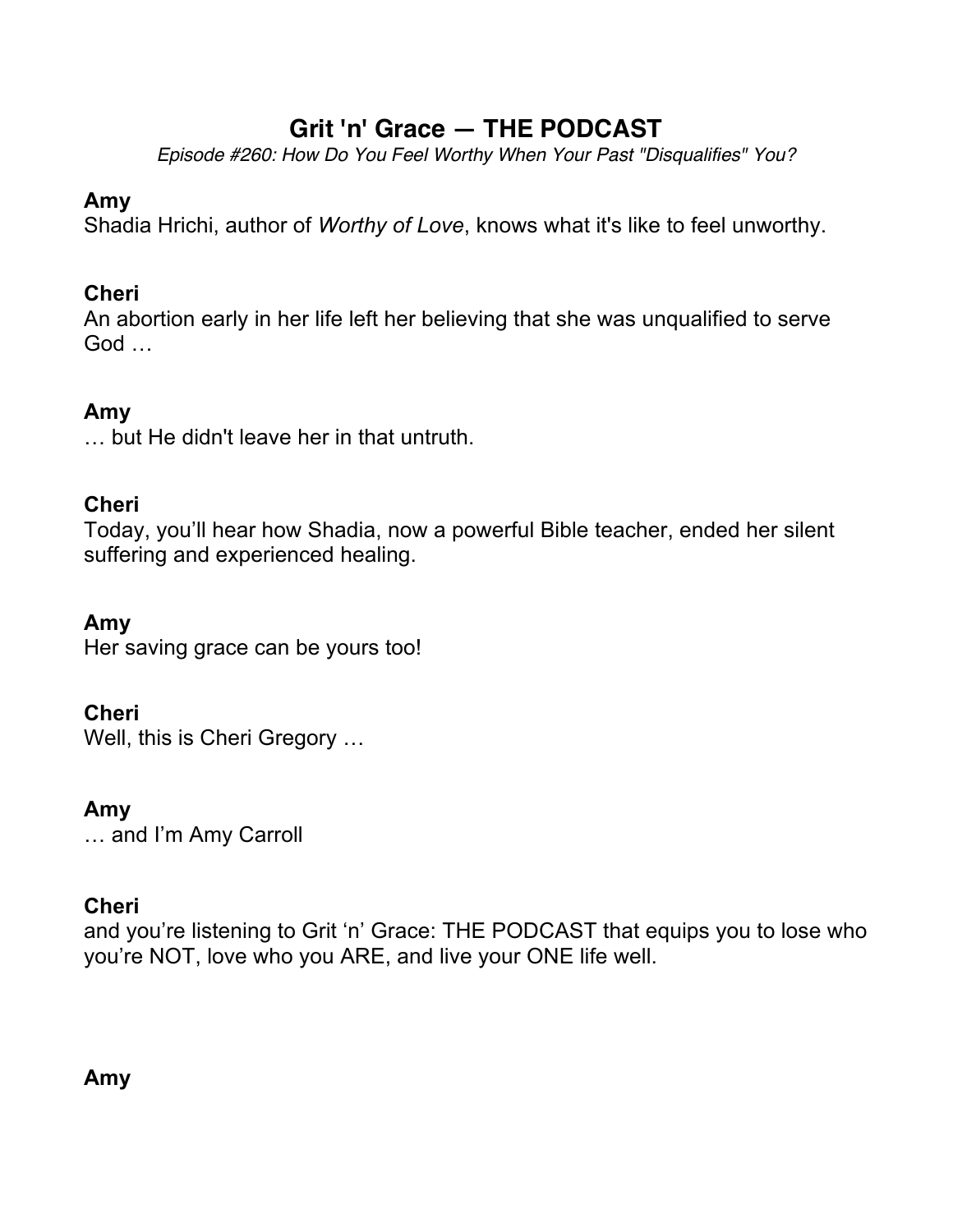# Grit 'n' Grace — THE PODCAST

*Episode #260: How Do You Feel Worthy When Your Past "Disqualifies" You?*

**Amy**
Shadia Hrichi, author of *Worthy of Love*, knows what it's like to feel unworthy.

**Cheri**
An abortion early in her life left her believing that she was unqualified to serve God …

**Amy**
… but He didn't leave her in that untruth.

**Cheri**
Today, you'll hear how Shadia, now a powerful Bible teacher, ended her silent suffering and experienced healing.

**Amy**
Her saving grace can be yours too!

**Cheri**
Well, this is Cheri Gregory …

**Amy**
… and I'm Amy Carroll

**Cheri**
and you're listening to Grit 'n' Grace: THE PODCAST that equips you to lose who you're NOT, love who you ARE, and live your ONE life well.

**Amy**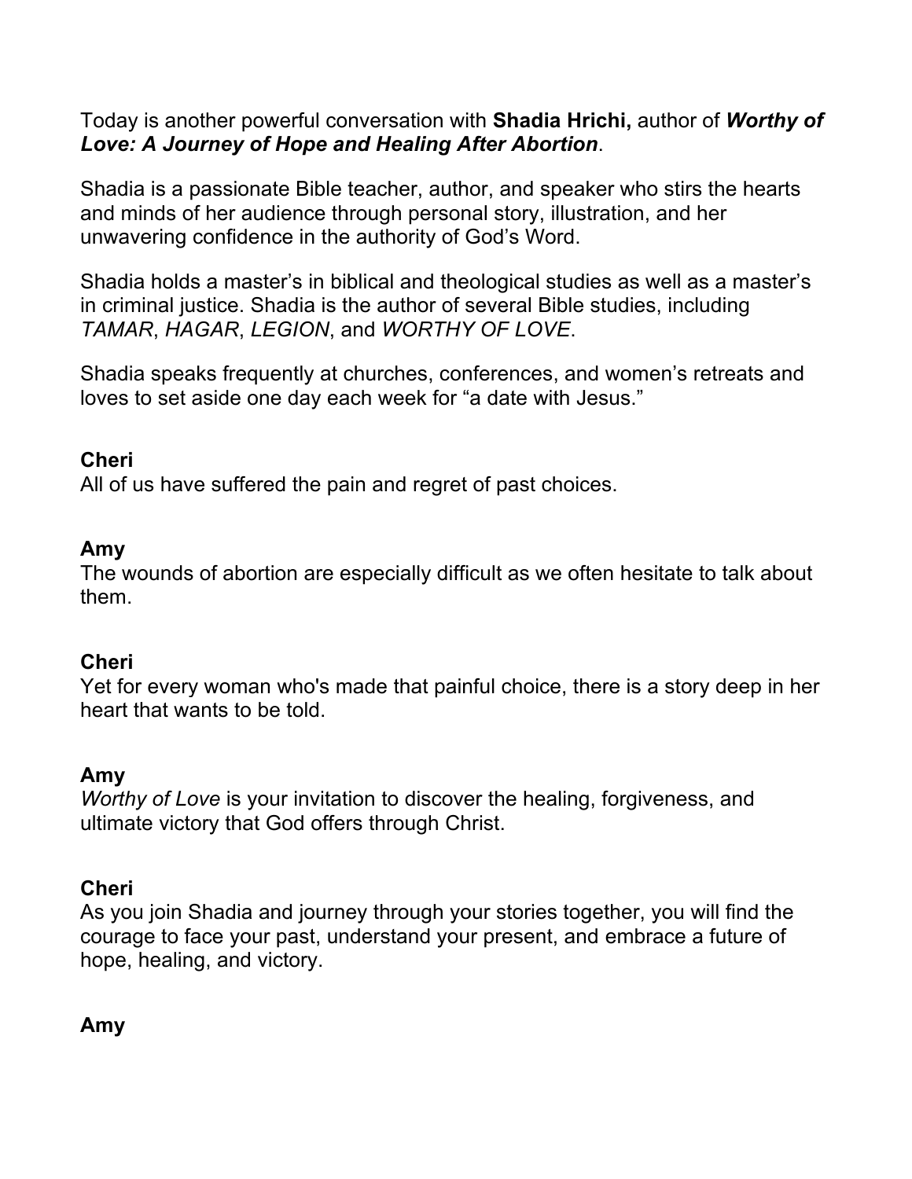Today is another powerful conversation with **Shadia Hrichi,** author of ***Worthy of Love: A Journey of Hope and Healing After Abortion***.

Shadia is a passionate Bible teacher, author, and speaker who stirs the hearts and minds of her audience through personal story, illustration, and her unwavering confidence in the authority of God's Word.

Shadia holds a master's in biblical and theological studies as well as a master's in criminal justice. Shadia is the author of several Bible studies, including *TAMAR*, *HAGAR*, *LEGION*, and *WORTHY OF LOVE*.

Shadia speaks frequently at churches, conferences, and women's retreats and loves to set aside one day each week for "a date with Jesus."

**Cheri**
All of us have suffered the pain and regret of past choices.

**Amy**
The wounds of abortion are especially difficult as we often hesitate to talk about them.

**Cheri**
Yet for every woman who's made that painful choice, there is a story deep in her heart that wants to be told.

**Amy**
*Worthy of Love* is your invitation to discover the healing, forgiveness, and ultimate victory that God offers through Christ.

**Cheri**
As you join Shadia and journey through your stories together, you will find the courage to face your past, understand your present, and embrace a future of hope, healing, and victory.

**Amy**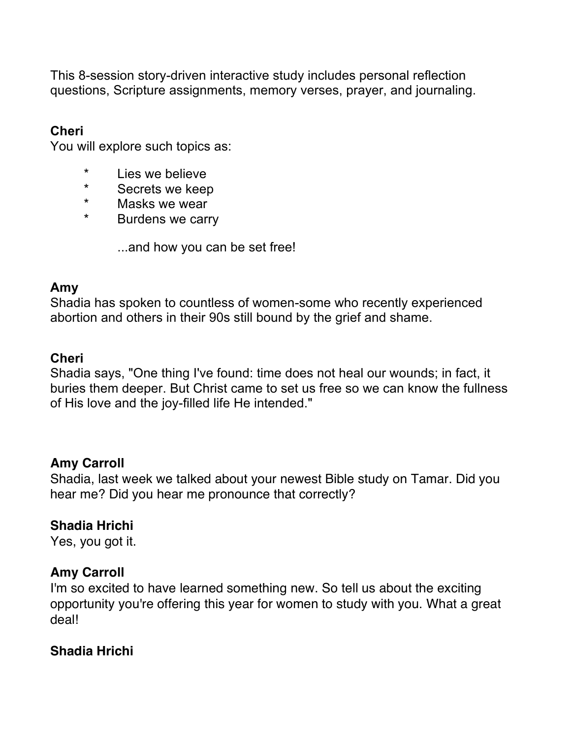This 8-session story-driven interactive study includes personal reflection questions, Scripture assignments, memory verses, prayer, and journaling.

**Cheri**
You will explore such topics as:

* Lies we believe
* Secrets we keep
* Masks we wear
* Burdens we carry

...and how you can be set free!

**Amy**
Shadia has spoken to countless of women-some who recently experienced abortion and others in their 90s still bound by the grief and shame.

**Cheri**
Shadia says, "One thing I've found: time does not heal our wounds; in fact, it buries them deeper. But Christ came to set us free so we can know the fullness of His love and the joy-filled life He intended."

**Amy Carroll**
Shadia, last week we talked about your newest Bible study on Tamar. Did you hear me? Did you hear me pronounce that correctly?

**Shadia Hrichi**
Yes, you got it.

**Amy Carroll**
I'm so excited to have learned something new. So tell us about the exciting opportunity you're offering this year for women to study with you. What a great deal!

**Shadia Hrichi**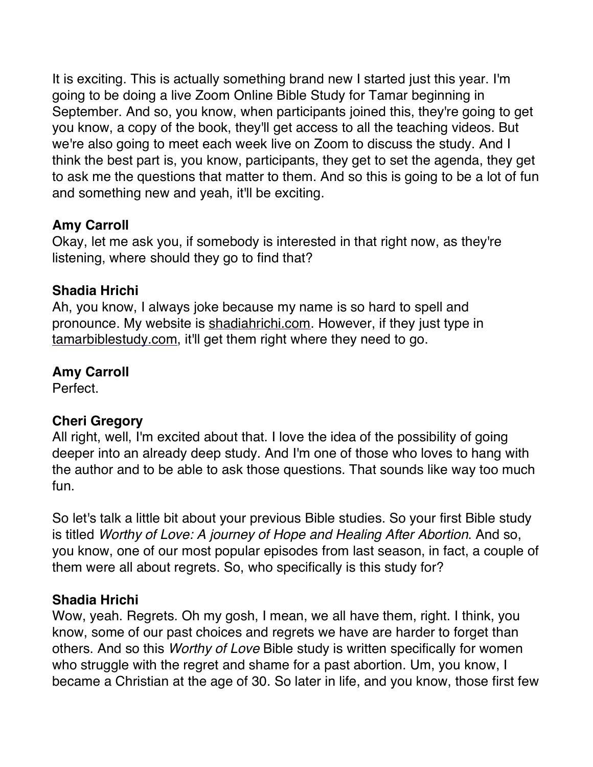It is exciting. This is actually something brand new I started just this year. I'm going to be doing a live Zoom Online Bible Study for Tamar beginning in September. And so, you know, when participants joined this, they're going to get you know, a copy of the book, they'll get access to all the teaching videos. But we're also going to meet each week live on Zoom to discuss the study. And I think the best part is, you know, participants, they get to set the agenda, they get to ask me the questions that matter to them. And so this is going to be a lot of fun and something new and yeah, it'll be exciting.

**Amy Carroll**
Okay, let me ask you, if somebody is interested in that right now, as they're listening, where should they go to find that?

**Shadia Hrichi**
Ah, you know, I always joke because my name is so hard to spell and pronounce. My website is shadiahrichi.com. However, if they just type in tamarbiblestudy.com, it'll get them right where they need to go.

**Amy Carroll**
Perfect.

**Cheri Gregory**
All right, well, I'm excited about that. I love the idea of the possibility of going deeper into an already deep study. And I'm one of those who loves to hang with the author and to be able to ask those questions. That sounds like way too much fun.

So let's talk a little bit about your previous Bible studies. So your first Bible study is titled *Worthy of Love: A journey of Hope and Healing After Abortion*. And so, you know, one of our most popular episodes from last season, in fact, a couple of them were all about regrets. So, who specifically is this study for?

**Shadia Hrichi**
Wow, yeah. Regrets. Oh my gosh, I mean, we all have them, right. I think, you know, some of our past choices and regrets we have are harder to forget than others. And so this *Worthy of Love* Bible study is written specifically for women who struggle with the regret and shame for a past abortion. Um, you know, I became a Christian at the age of 30. So later in life, and you know, those first few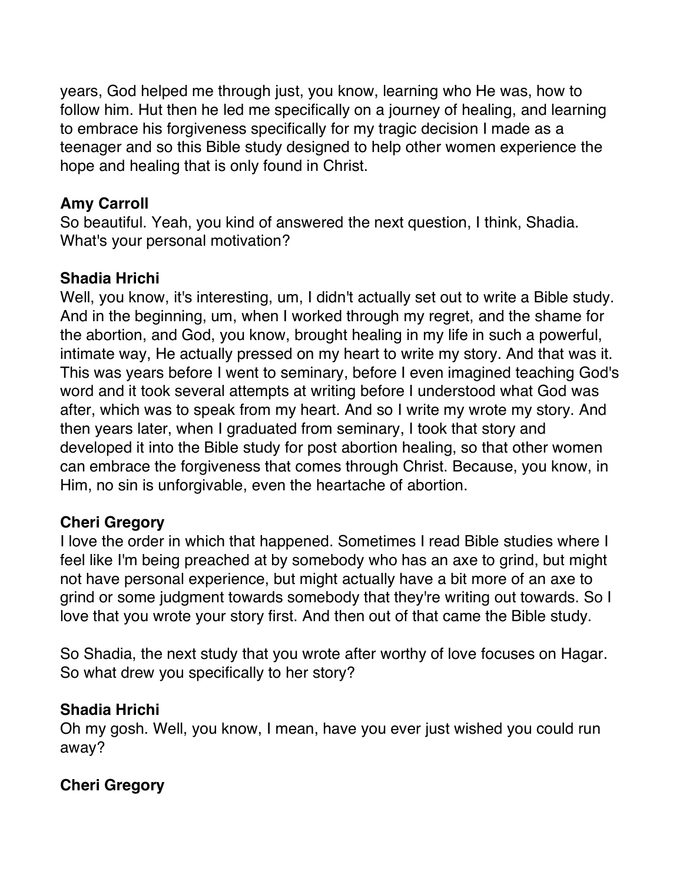years, God helped me through just, you know, learning who He was, how to follow him. Hut then he led me specifically on a journey of healing, and learning to embrace his forgiveness specifically for my tragic decision I made as a teenager and so this Bible study designed to help other women experience the hope and healing that is only found in Christ.

**Amy Carroll**
So beautiful. Yeah, you kind of answered the next question, I think, Shadia. What's your personal motivation?

**Shadia Hrichi**
Well, you know, it's interesting, um, I didn't actually set out to write a Bible study. And in the beginning, um, when I worked through my regret, and the shame for the abortion, and God, you know, brought healing in my life in such a powerful, intimate way, He actually pressed on my heart to write my story. And that was it. This was years before I went to seminary, before I even imagined teaching God's word and it took several attempts at writing before I understood what God was after, which was to speak from my heart. And so I write my wrote my story. And then years later, when I graduated from seminary, I took that story and developed it into the Bible study for post abortion healing, so that other women can embrace the forgiveness that comes through Christ. Because, you know, in Him, no sin is unforgivable, even the heartache of abortion.

**Cheri Gregory**
I love the order in which that happened. Sometimes I read Bible studies where I feel like I'm being preached at by somebody who has an axe to grind, but might not have personal experience, but might actually have a bit more of an axe to grind or some judgment towards somebody that they're writing out towards. So I love that you wrote your story first. And then out of that came the Bible study.

So Shadia, the next study that you wrote after worthy of love focuses on Hagar. So what drew you specifically to her story?

**Shadia Hrichi**
Oh my gosh. Well, you know, I mean, have you ever just wished you could run away?

**Cheri Gregory**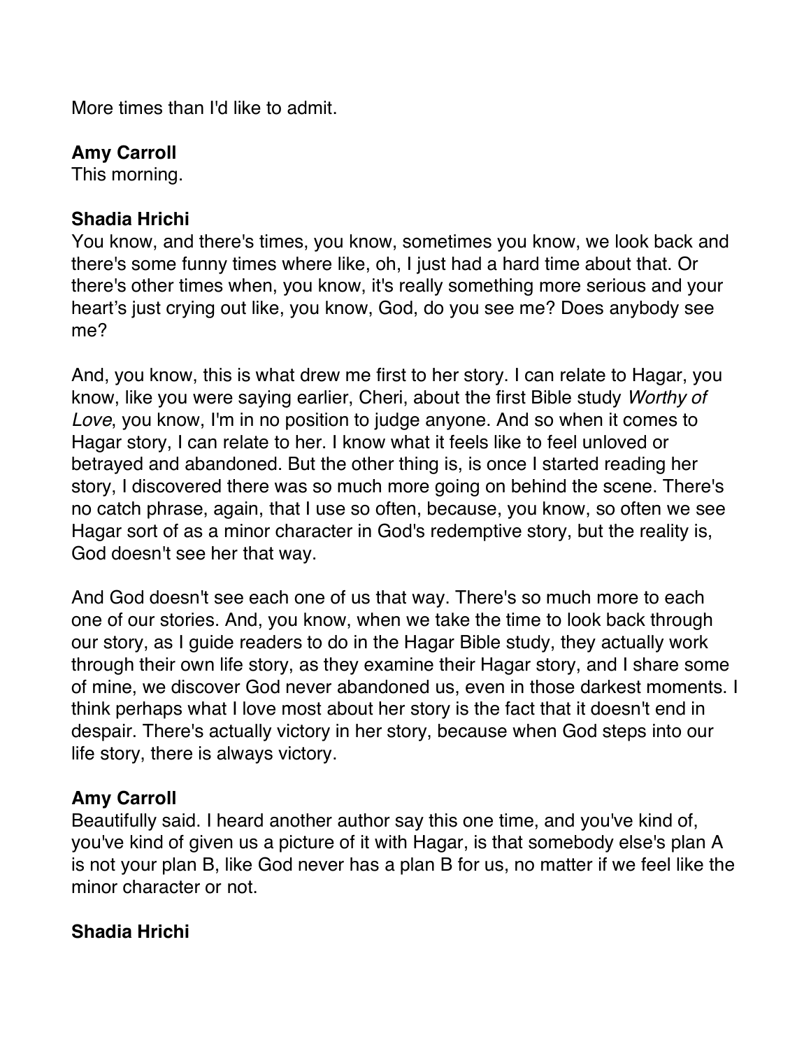More times than I'd like to admit.

**Amy Carroll**
This morning.

**Shadia Hrichi**
You know, and there's times, you know, sometimes you know, we look back and there's some funny times where like, oh, I just had a hard time about that. Or there's other times when, you know, it's really something more serious and your heart's just crying out like, you know, God, do you see me? Does anybody see me?

And, you know, this is what drew me first to her story. I can relate to Hagar, you know, like you were saying earlier, Cheri, about the first Bible study *Worthy of Love*, you know, I'm in no position to judge anyone. And so when it comes to Hagar story, I can relate to her. I know what it feels like to feel unloved or betrayed and abandoned. But the other thing is, is once I started reading her story, I discovered there was so much more going on behind the scene. There's no catch phrase, again, that I use so often, because, you know, so often we see Hagar sort of as a minor character in God's redemptive story, but the reality is, God doesn't see her that way.

And God doesn't see each one of us that way. There's so much more to each one of our stories. And, you know, when we take the time to look back through our story, as I guide readers to do in the Hagar Bible study, they actually work through their own life story, as they examine their Hagar story, and I share some of mine, we discover God never abandoned us, even in those darkest moments. I think perhaps what I love most about her story is the fact that it doesn't end in despair. There's actually victory in her story, because when God steps into our life story, there is always victory.

**Amy Carroll**
Beautifully said. I heard another author say this one time, and you've kind of, you've kind of given us a picture of it with Hagar, is that somebody else's plan A is not your plan B, like God never has a plan B for us, no matter if we feel like the minor character or not.

**Shadia Hrichi**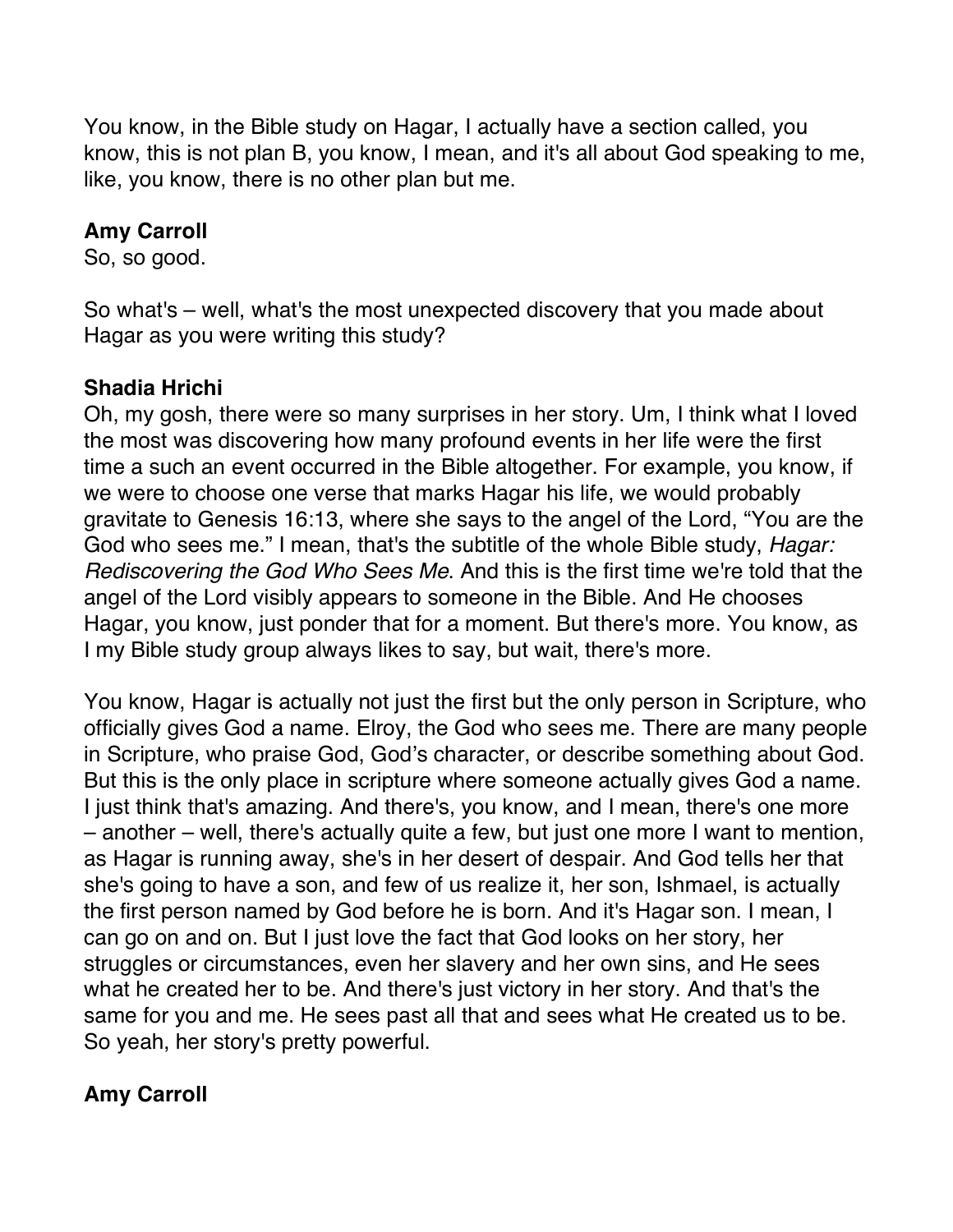You know, in the Bible study on Hagar, I actually have a section called, you know, this is not plan B, you know, I mean, and it's all about God speaking to me, like, you know, there is no other plan but me.

**Amy Carroll**
So, so good.

So what's – well, what's the most unexpected discovery that you made about Hagar as you were writing this study?

**Shadia Hrichi**
Oh, my gosh, there were so many surprises in her story. Um, I think what I loved the most was discovering how many profound events in her life were the first time a such an event occurred in the Bible altogether. For example, you know, if we were to choose one verse that marks Hagar his life, we would probably gravitate to Genesis 16:13, where she says to the angel of the Lord, "You are the God who sees me." I mean, that's the subtitle of the whole Bible study, *Hagar: Rediscovering the God Who Sees Me*. And this is the first time we're told that the angel of the Lord visibly appears to someone in the Bible. And He chooses Hagar, you know, just ponder that for a moment. But there's more. You know, as I my Bible study group always likes to say, but wait, there's more.

You know, Hagar is actually not just the first but the only person in Scripture, who officially gives God a name. Elroy, the God who sees me. There are many people in Scripture, who praise God, God's character, or describe something about God. But this is the only place in scripture where someone actually gives God a name. I just think that's amazing. And there's, you know, and I mean, there's one more – another – well, there's actually quite a few, but just one more I want to mention, as Hagar is running away, she's in her desert of despair. And God tells her that she's going to have a son, and few of us realize it, her son, Ishmael, is actually the first person named by God before he is born. And it's Hagar son. I mean, I can go on and on. But I just love the fact that God looks on her story, her struggles or circumstances, even her slavery and her own sins, and He sees what he created her to be. And there's just victory in her story. And that's the same for you and me. He sees past all that and sees what He created us to be. So yeah, her story's pretty powerful.

**Amy Carroll**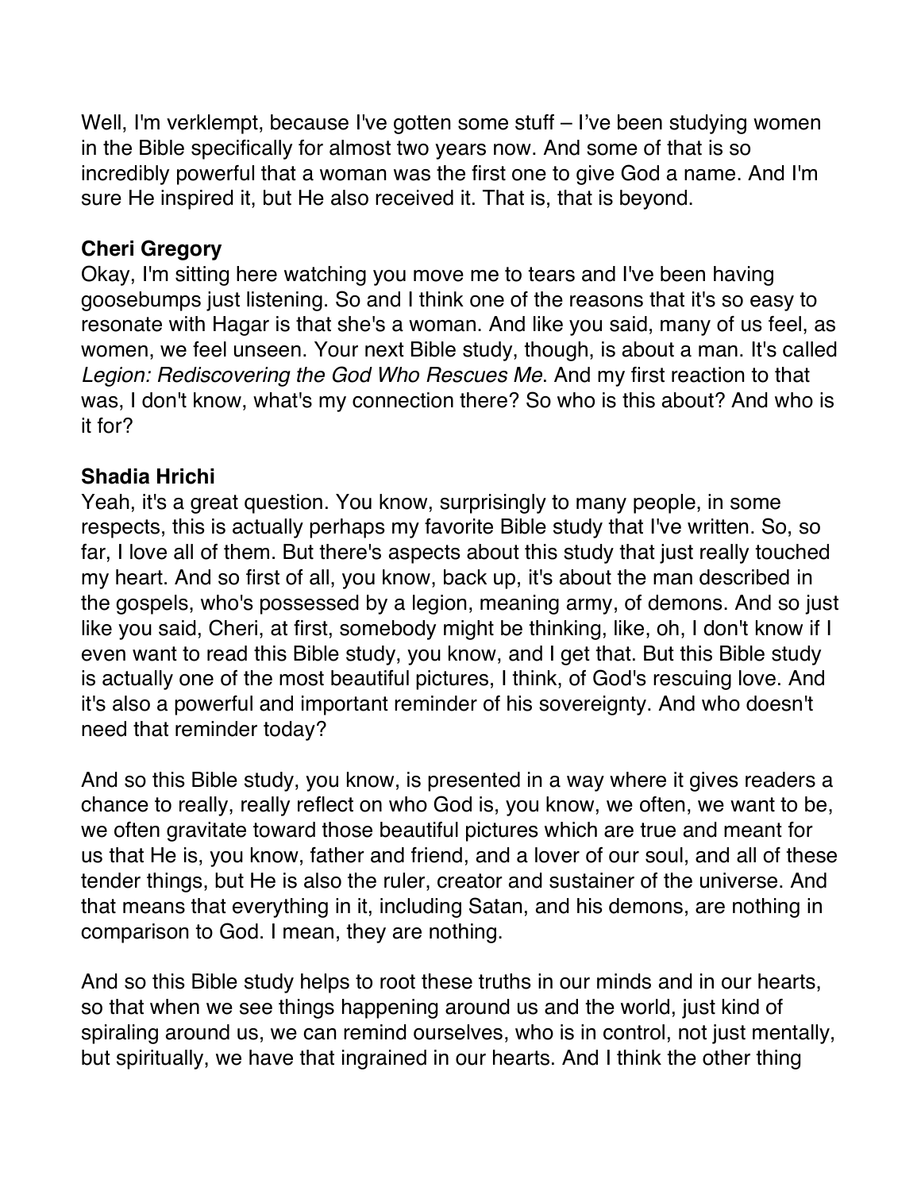Well, I'm verklempt, because I've gotten some stuff – I've been studying women in the Bible specifically for almost two years now. And some of that is so incredibly powerful that a woman was the first one to give God a name. And I'm sure He inspired it, but He also received it. That is, that is beyond.

**Cheri Gregory**
Okay, I'm sitting here watching you move me to tears and I've been having goosebumps just listening. So and I think one of the reasons that it's so easy to resonate with Hagar is that she's a woman. And like you said, many of us feel, as women, we feel unseen. Your next Bible study, though, is about a man. It's called *Legion: Rediscovering the God Who Rescues Me*. And my first reaction to that was, I don't know, what's my connection there? So who is this about? And who is it for?

**Shadia Hrichi**
Yeah, it's a great question. You know, surprisingly to many people, in some respects, this is actually perhaps my favorite Bible study that I've written. So, so far, I love all of them. But there's aspects about this study that just really touched my heart. And so first of all, you know, back up, it's about the man described in the gospels, who's possessed by a legion, meaning army, of demons. And so just like you said, Cheri, at first, somebody might be thinking, like, oh, I don't know if I even want to read this Bible study, you know, and I get that. But this Bible study is actually one of the most beautiful pictures, I think, of God's rescuing love. And it's also a powerful and important reminder of his sovereignty. And who doesn't need that reminder today?

And so this Bible study, you know, is presented in a way where it gives readers a chance to really, really reflect on who God is, you know, we often, we want to be, we often gravitate toward those beautiful pictures which are true and meant for us that He is, you know, father and friend, and a lover of our soul, and all of these tender things, but He is also the ruler, creator and sustainer of the universe. And that means that everything in it, including Satan, and his demons, are nothing in comparison to God. I mean, they are nothing.

And so this Bible study helps to root these truths in our minds and in our hearts, so that when we see things happening around us and the world, just kind of spiraling around us, we can remind ourselves, who is in control, not just mentally, but spiritually, we have that ingrained in our hearts. And I think the other thing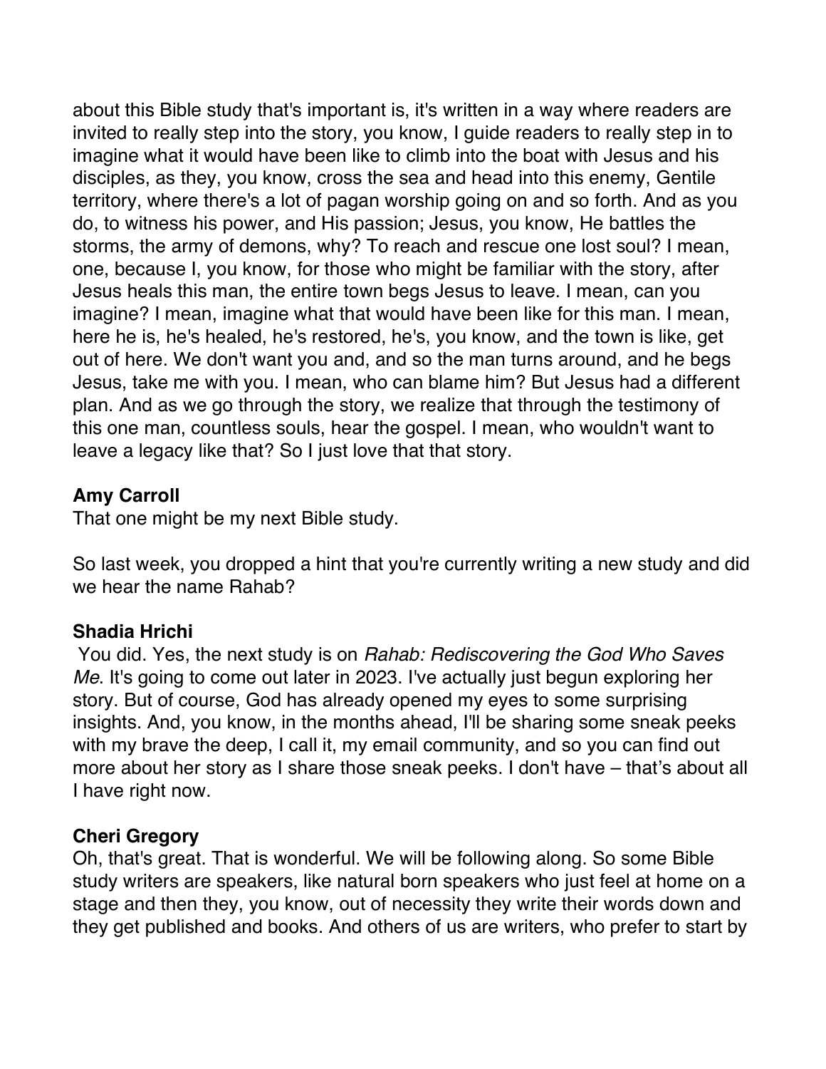about this Bible study that's important is, it's written in a way where readers are invited to really step into the story, you know, I guide readers to really step in to imagine what it would have been like to climb into the boat with Jesus and his disciples, as they, you know, cross the sea and head into this enemy, Gentile territory, where there's a lot of pagan worship going on and so forth. And as you do, to witness his power, and His passion; Jesus, you know, He battles the storms, the army of demons, why? To reach and rescue one lost soul? I mean, one, because I, you know, for those who might be familiar with the story, after Jesus heals this man, the entire town begs Jesus to leave. I mean, can you imagine? I mean, imagine what that would have been like for this man. I mean, here he is, he's healed, he's restored, he's, you know, and the town is like, get out of here. We don't want you and, and so the man turns around, and he begs Jesus, take me with you. I mean, who can blame him? But Jesus had a different plan. And as we go through the story, we realize that through the testimony of this one man, countless souls, hear the gospel. I mean, who wouldn't want to leave a legacy like that? So I just love that that story.

**Amy Carroll**
That one might be my next Bible study.

So last week, you dropped a hint that you're currently writing a new study and did we hear the name Rahab?

**Shadia Hrichi**
You did. Yes, the next study is on *Rahab: Rediscovering the God Who Saves Me*. It's going to come out later in 2023. I've actually just begun exploring her story. But of course, God has already opened my eyes to some surprising insights. And, you know, in the months ahead, I'll be sharing some sneak peeks with my brave the deep, I call it, my email community, and so you can find out more about her story as I share those sneak peeks. I don't have – that's about all I have right now.

**Cheri Gregory**
Oh, that's great. That is wonderful. We will be following along. So some Bible study writers are speakers, like natural born speakers who just feel at home on a stage and then they, you know, out of necessity they write their words down and they get published and books. And others of us are writers, who prefer to start by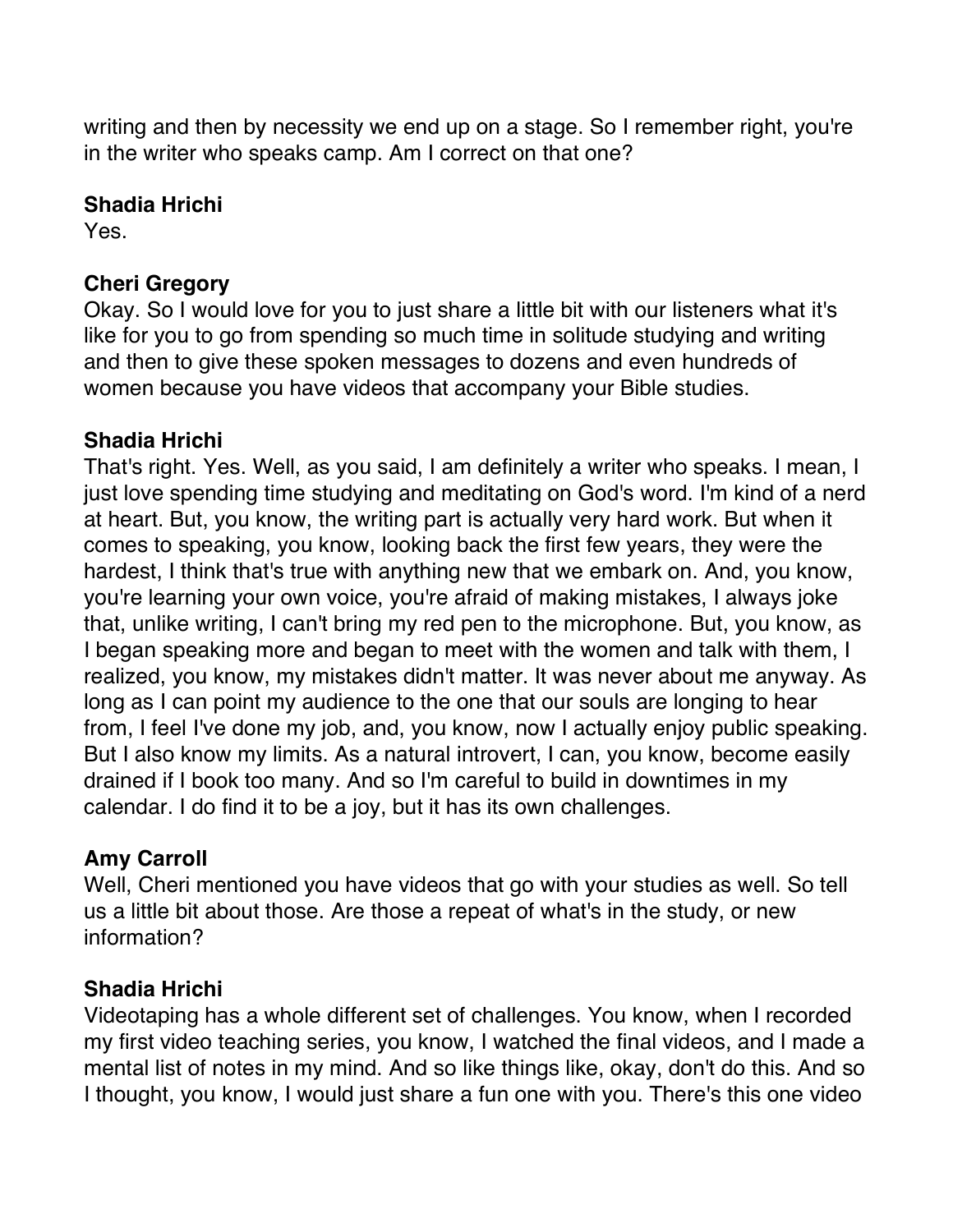writing and then by necessity we end up on a stage. So I remember right, you're in the writer who speaks camp. Am I correct on that one?

**Shadia Hrichi**
Yes.

**Cheri Gregory**
Okay. So I would love for you to just share a little bit with our listeners what it's like for you to go from spending so much time in solitude studying and writing and then to give these spoken messages to dozens and even hundreds of women because you have videos that accompany your Bible studies.

**Shadia Hrichi**
That's right. Yes. Well, as you said, I am definitely a writer who speaks. I mean, I just love spending time studying and meditating on God's word. I'm kind of a nerd at heart. But, you know, the writing part is actually very hard work. But when it comes to speaking, you know, looking back the first few years, they were the hardest, I think that's true with anything new that we embark on. And, you know, you're learning your own voice, you're afraid of making mistakes, I always joke that, unlike writing, I can't bring my red pen to the microphone. But, you know, as I began speaking more and began to meet with the women and talk with them, I realized, you know, my mistakes didn't matter. It was never about me anyway. As long as I can point my audience to the one that our souls are longing to hear from, I feel I've done my job, and, you know, now I actually enjoy public speaking. But I also know my limits. As a natural introvert, I can, you know, become easily drained if I book too many. And so I'm careful to build in downtimes in my calendar. I do find it to be a joy, but it has its own challenges.

**Amy Carroll**
Well, Cheri mentioned you have videos that go with your studies as well. So tell us a little bit about those. Are those a repeat of what's in the study, or new information?

**Shadia Hrichi**
Videotaping has a whole different set of challenges. You know, when I recorded my first video teaching series, you know, I watched the final videos, and I made a mental list of notes in my mind. And so like things like, okay, don't do this. And so I thought, you know, I would just share a fun one with you. There's this one video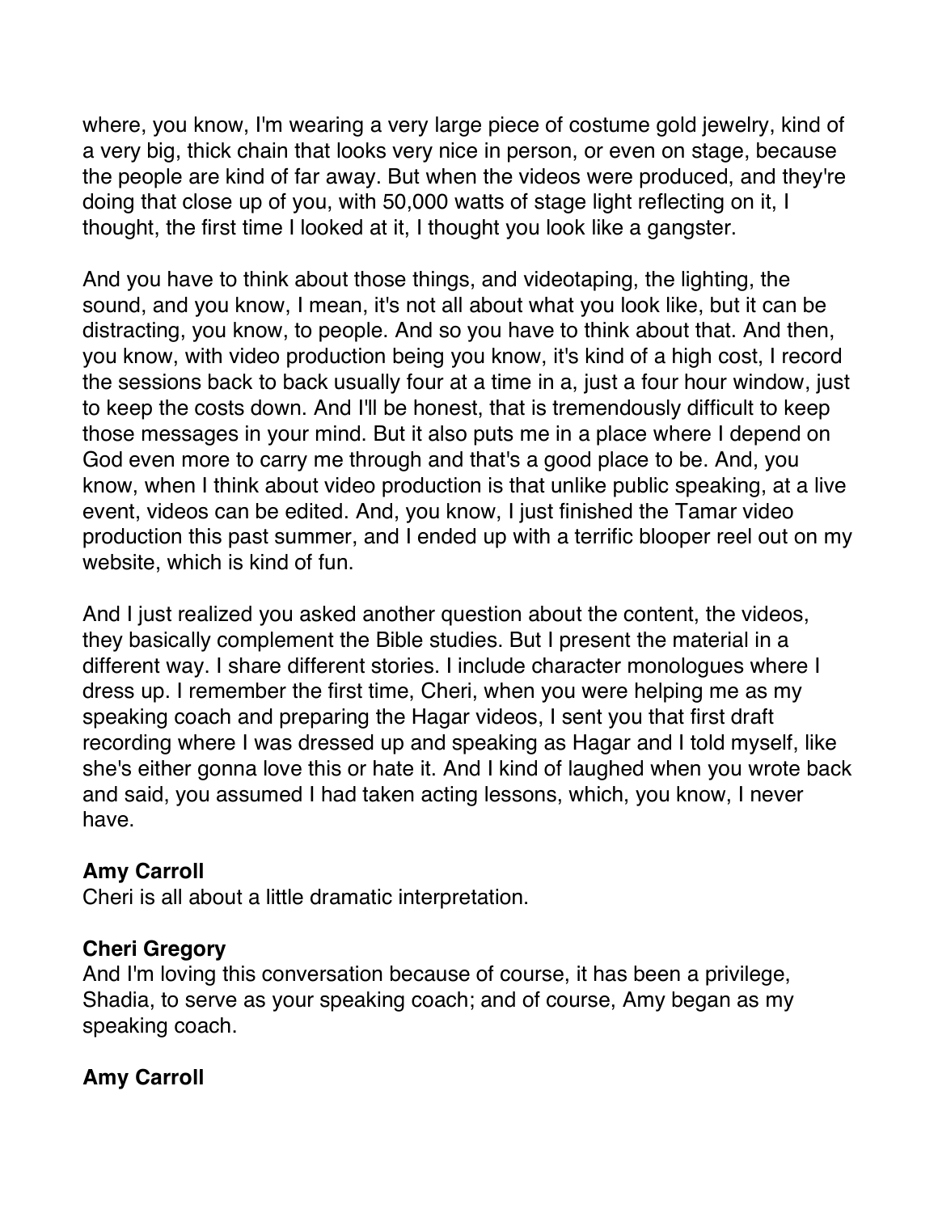where, you know, I'm wearing a very large piece of costume gold jewelry, kind of a very big, thick chain that looks very nice in person, or even on stage, because the people are kind of far away. But when the videos were produced, and they're doing that close up of you, with 50,000 watts of stage light reflecting on it, I thought, the first time I looked at it, I thought you look like a gangster.

And you have to think about those things, and videotaping, the lighting, the sound, and you know, I mean, it's not all about what you look like, but it can be distracting, you know, to people. And so you have to think about that. And then, you know, with video production being you know, it's kind of a high cost, I record the sessions back to back usually four at a time in a, just a four hour window, just to keep the costs down. And I'll be honest, that is tremendously difficult to keep those messages in your mind. But it also puts me in a place where I depend on God even more to carry me through and that's a good place to be. And, you know, when I think about video production is that unlike public speaking, at a live event, videos can be edited. And, you know, I just finished the Tamar video production this past summer, and I ended up with a terrific blooper reel out on my website, which is kind of fun.

And I just realized you asked another question about the content, the videos, they basically complement the Bible studies. But I present the material in a different way. I share different stories. I include character monologues where I dress up. I remember the first time, Cheri, when you were helping me as my speaking coach and preparing the Hagar videos, I sent you that first draft recording where I was dressed up and speaking as Hagar and I told myself, like she's either gonna love this or hate it. And I kind of laughed when you wrote back and said, you assumed I had taken acting lessons, which, you know, I never have.

**Amy Carroll**
Cheri is all about a little dramatic interpretation.

**Cheri Gregory**
And I'm loving this conversation because of course, it has been a privilege, Shadia, to serve as your speaking coach; and of course, Amy began as my speaking coach.

**Amy Carroll**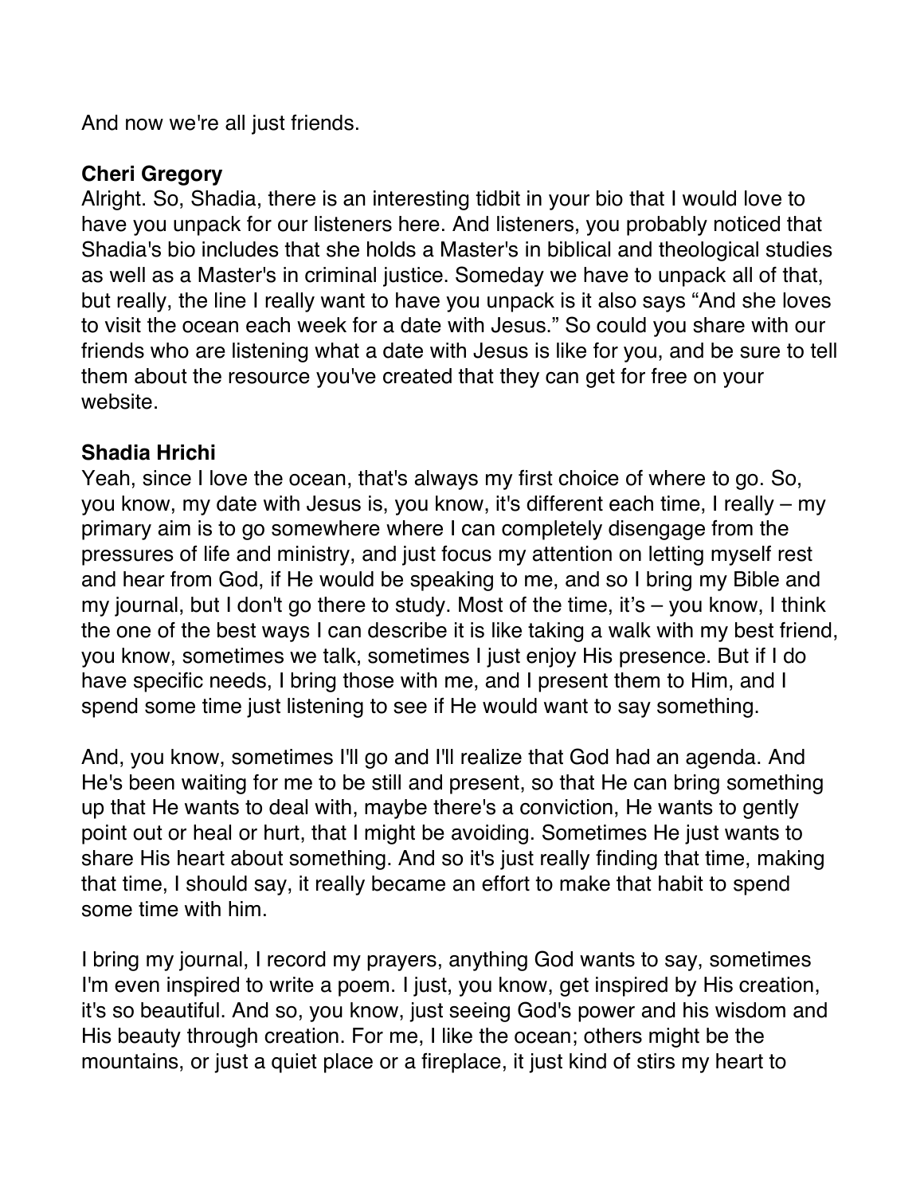And now we're all just friends.

**Cheri Gregory**
Alright. So, Shadia, there is an interesting tidbit in your bio that I would love to have you unpack for our listeners here. And listeners, you probably noticed that Shadia's bio includes that she holds a Master's in biblical and theological studies as well as a Master's in criminal justice. Someday we have to unpack all of that, but really, the line I really want to have you unpack is it also says "And she loves to visit the ocean each week for a date with Jesus." So could you share with our friends who are listening what a date with Jesus is like for you, and be sure to tell them about the resource you've created that they can get for free on your website.

**Shadia Hrichi**
Yeah, since I love the ocean, that's always my first choice of where to go. So, you know, my date with Jesus is, you know, it's different each time, I really – my primary aim is to go somewhere where I can completely disengage from the pressures of life and ministry, and just focus my attention on letting myself rest and hear from God, if He would be speaking to me, and so I bring my Bible and my journal, but I don't go there to study. Most of the time, it's – you know, I think the one of the best ways I can describe it is like taking a walk with my best friend, you know, sometimes we talk, sometimes I just enjoy His presence. But if I do have specific needs, I bring those with me, and I present them to Him, and I spend some time just listening to see if He would want to say something.

And, you know, sometimes I'll go and I'll realize that God had an agenda. And He's been waiting for me to be still and present, so that He can bring something up that He wants to deal with, maybe there's a conviction, He wants to gently point out or heal or hurt, that I might be avoiding. Sometimes He just wants to share His heart about something. And so it's just really finding that time, making that time, I should say, it really became an effort to make that habit to spend some time with him.

I bring my journal, I record my prayers, anything God wants to say, sometimes I'm even inspired to write a poem. I just, you know, get inspired by His creation, it's so beautiful. And so, you know, just seeing God's power and his wisdom and His beauty through creation. For me, I like the ocean; others might be the mountains, or just a quiet place or a fireplace, it just kind of stirs my heart to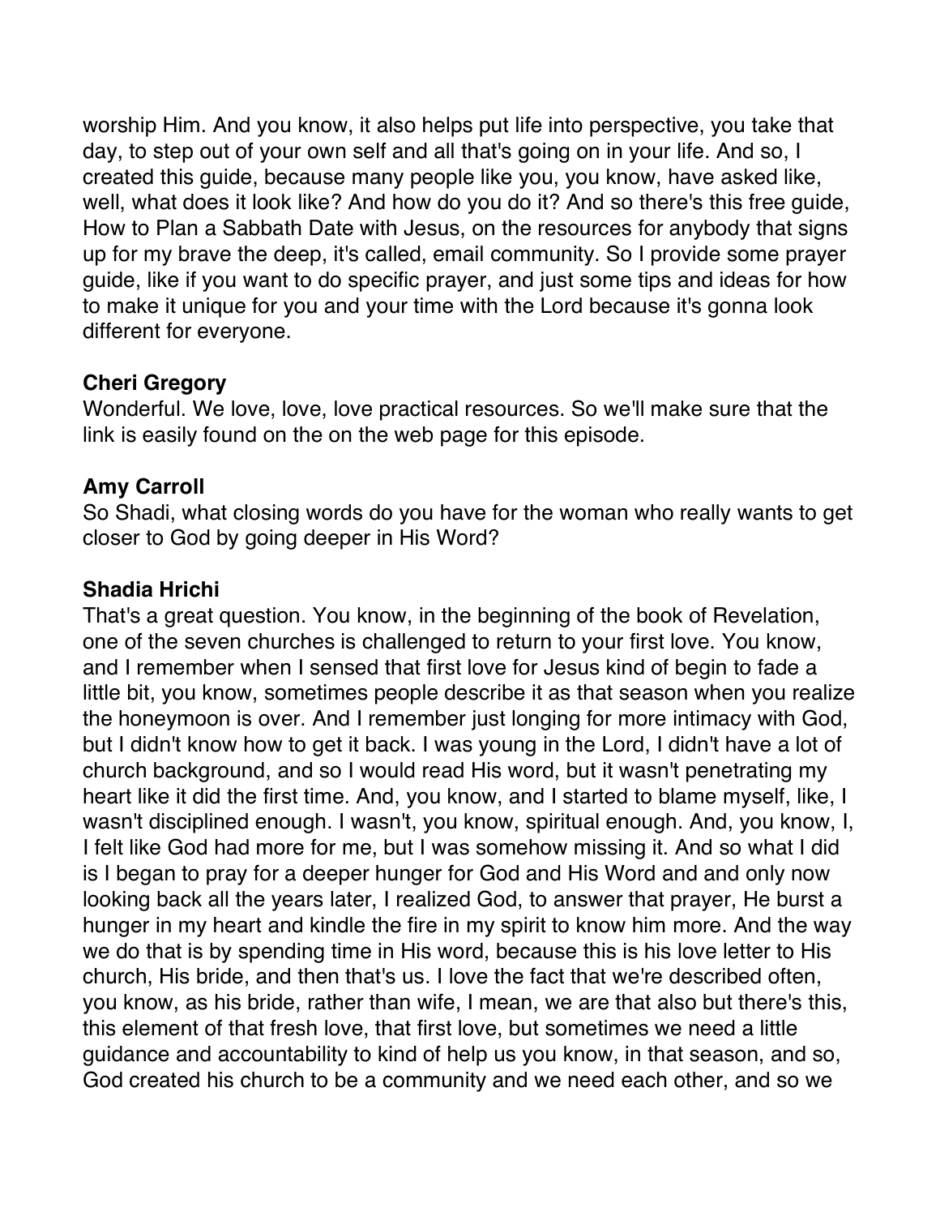worship Him. And you know, it also helps put life into perspective, you take that day, to step out of your own self and all that's going on in your life. And so, I created this guide, because many people like you, you know, have asked like, well, what does it look like? And how do you do it? And so there's this free guide, How to Plan a Sabbath Date with Jesus, on the resources for anybody that signs up for my brave the deep, it's called, email community. So I provide some prayer guide, like if you want to do specific prayer, and just some tips and ideas for how to make it unique for you and your time with the Lord because it's gonna look different for everyone.

**Cheri Gregory**
Wonderful. We love, love, love practical resources. So we'll make sure that the link is easily found on the on the web page for this episode.

**Amy Carroll**
So Shadi, what closing words do you have for the woman who really wants to get closer to God by going deeper in His Word?

**Shadia Hrichi**
That's a great question. You know, in the beginning of the book of Revelation, one of the seven churches is challenged to return to your first love. You know, and I remember when I sensed that first love for Jesus kind of begin to fade a little bit, you know, sometimes people describe it as that season when you realize the honeymoon is over. And I remember just longing for more intimacy with God, but I didn't know how to get it back. I was young in the Lord, I didn't have a lot of church background, and so I would read His word, but it wasn't penetrating my heart like it did the first time. And, you know, and I started to blame myself, like, I wasn't disciplined enough. I wasn't, you know, spiritual enough. And, you know, I, I felt like God had more for me, but I was somehow missing it. And so what I did is I began to pray for a deeper hunger for God and His Word and and only now looking back all the years later, I realized God, to answer that prayer, He burst a hunger in my heart and kindle the fire in my spirit to know him more. And the way we do that is by spending time in His word, because this is his love letter to His church, His bride, and then that's us. I love the fact that we're described often, you know, as his bride, rather than wife, I mean, we are that also but there's this, this element of that fresh love, that first love, but sometimes we need a little guidance and accountability to kind of help us you know, in that season, and so, God created his church to be a community and we need each other, and so we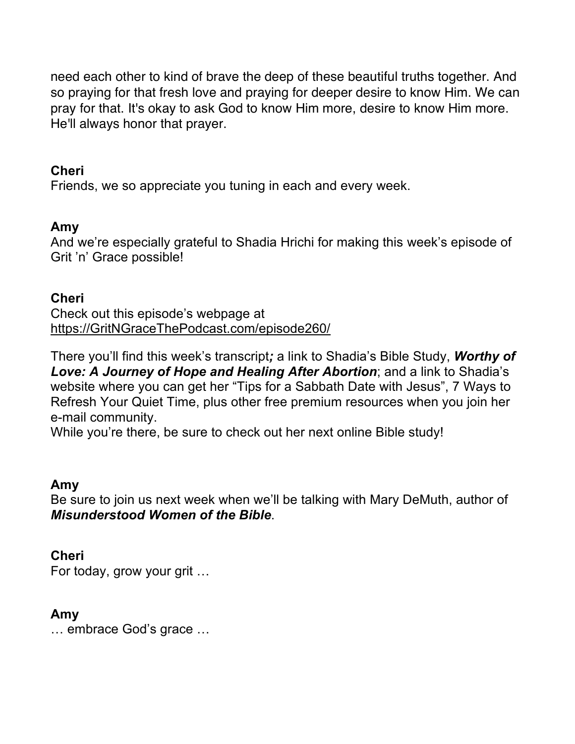need each other to kind of brave the deep of these beautiful truths together. And so praying for that fresh love and praying for deeper desire to know Him. We can pray for that. It's okay to ask God to know Him more, desire to know Him more. He'll always honor that prayer.

**Cheri**
Friends, we so appreciate you tuning in each and every week.

**Amy**
And we're especially grateful to Shadia Hrichi for making this week's episode of Grit 'n' Grace possible!

**Cheri**
Check out this episode's webpage at https://GritNGraceThePodcast.com/episode260/

There you'll find this week's transcript***;*** a link to Shadia's Bible Study, ***Worthy of Love: A Journey of Hope and Healing After Abortion***; and a link to Shadia's website where you can get her "Tips for a Sabbath Date with Jesus", 7 Ways to Refresh Your Quiet Time, plus other free premium resources when you join her e-mail community.
While you're there, be sure to check out her next online Bible study!

**Amy**
Be sure to join us next week when we'll be talking with Mary DeMuth, author of ***Misunderstood Women of the Bible***.

**Cheri**
For today, grow your grit …

**Amy**
… embrace God's grace …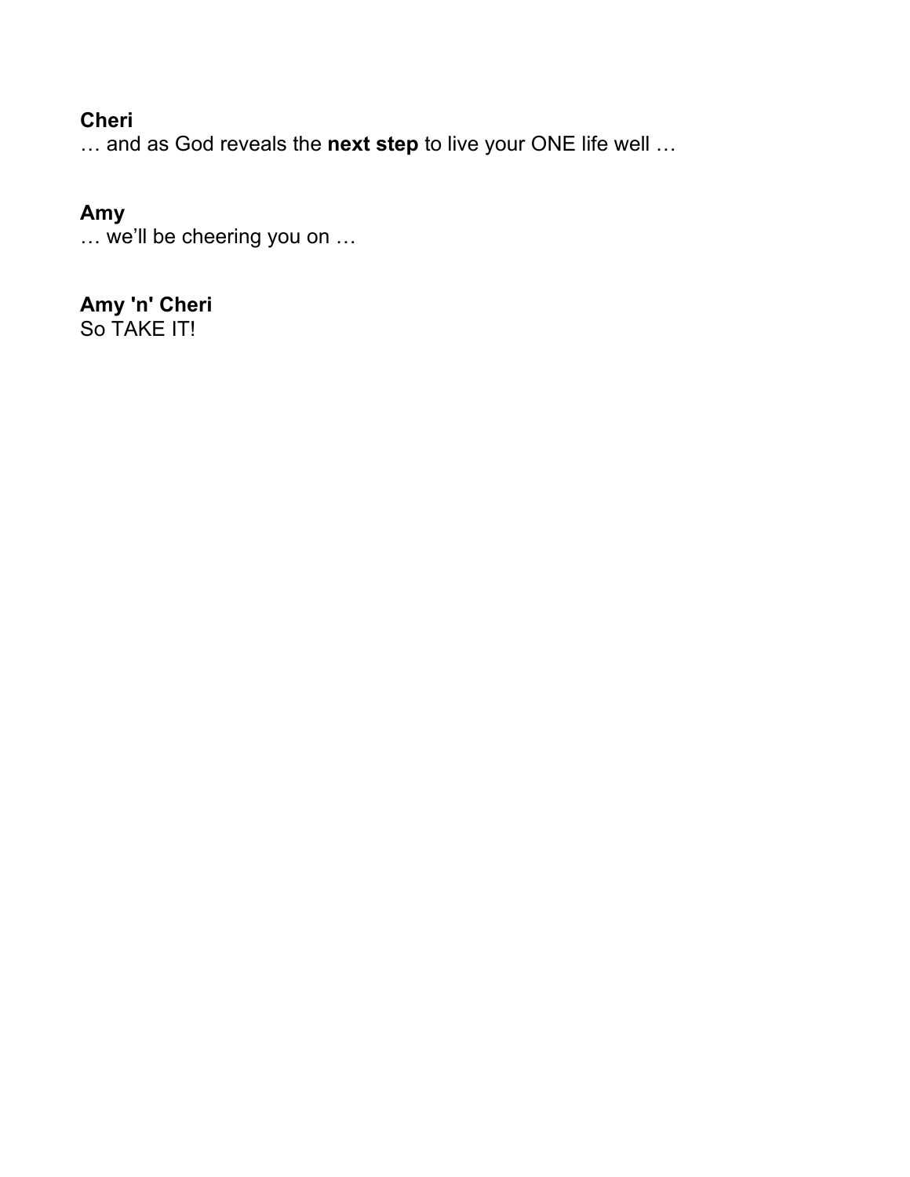**Cheri**
… and as God reveals the **next step** to live your ONE life well …

**Amy**
… we'll be cheering you on …

**Amy 'n' Cheri**
So TAKE IT!